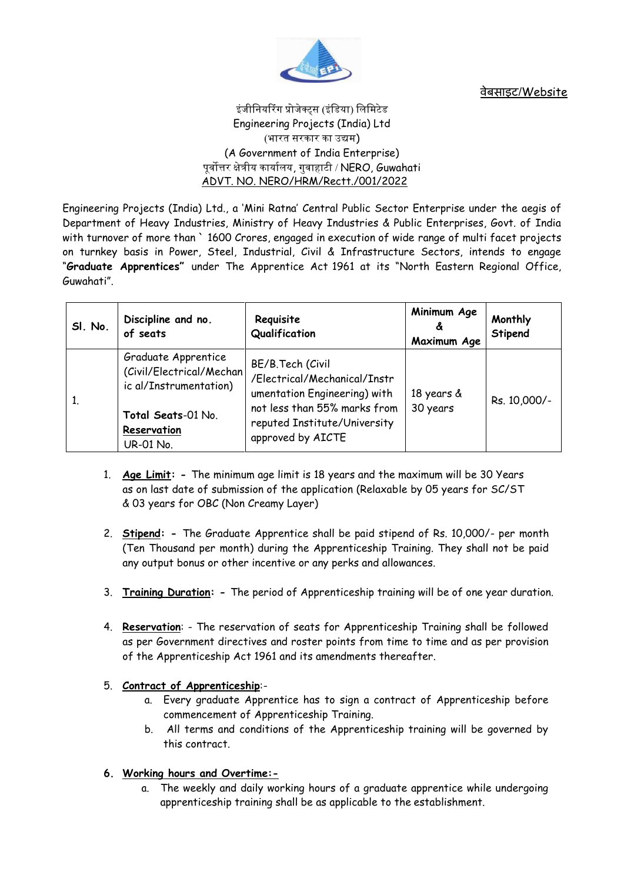वेबसाइट/Website

इंजीनियरिंग प्रोजेक्ट्स (इंडिया) लिमिटेड
Engineering Projects (India) Ltd
(भारत सरकार का उद्यम)
(A Government of India Enterprise)
पूर्वोत्तर क्षेत्रीय कार्यालय, गुवाहाटी / NERO, Guwahati
ADVT. NO. NERO/HRM/Rectt./001/2022

Engineering Projects (India) Ltd., a 'Mini Ratna' Central Public Sector Enterprise under the aegis of Department of Heavy Industries, Ministry of Heavy Industries & Public Enterprises, Govt. of India with turnover of more than ` 1600 Crores, engaged in execution of wide range of multi facet projects on turnkey basis in Power, Steel, Industrial, Civil & Infrastructure Sectors, intends to engage "**Graduate Apprentices"** under The Apprentice Act 1961 at its "North Eastern Regional Office, Guwahati".

| **Sl. No.** | **Discipline and no. of seats** | **Requisite Qualification** | **Minimum Age & Maximum Age** | **Monthly Stipend** |
|---|---|---|---|---|
| 1. | Graduate Apprentice (Civil/Electrical/Mechanic al/Instrumentation)<br><br>**Total Seats**-01 No.<br>**Reservation**<br>UR-01 No. | BE/B.Tech (Civil /Electrical/Mechanical/Instrumentation Engineering) with not less than 55% marks from reputed Institute/University approved by AICTE | 18 years & 30 years | Rs. 10,000/- |

1. **Age Limit: -** The minimum age limit is 18 years and the maximum will be 30 Years as on last date of submission of the application (Relaxable by 05 years for SC/ST & 03 years for OBC (Non Creamy Layer)

2. **Stipend: -** The Graduate Apprentice shall be paid stipend of Rs. 10,000/- per month (Ten Thousand per month) during the Apprenticeship Training. They shall not be paid any output bonus or other incentive or any perks and allowances.

3. **Training Duration: -** The period of Apprenticeship training will be of one year duration.

4. **Reservation**: - The reservation of seats for Apprenticeship Training shall be followed as per Government directives and roster points from time to time and as per provision of the Apprenticeship Act 1961 and its amendments thereafter.

5. **Contract of Apprenticeship**:-
   a. Every graduate Apprentice has to sign a contract of Apprenticeship before commencement of Apprenticeship Training.
   b. All terms and conditions of the Apprenticeship training will be governed by this contract.

6. **Working hours and Overtime:-**
   a. The weekly and daily working hours of a graduate apprentice while undergoing apprenticeship training shall be as applicable to the establishment.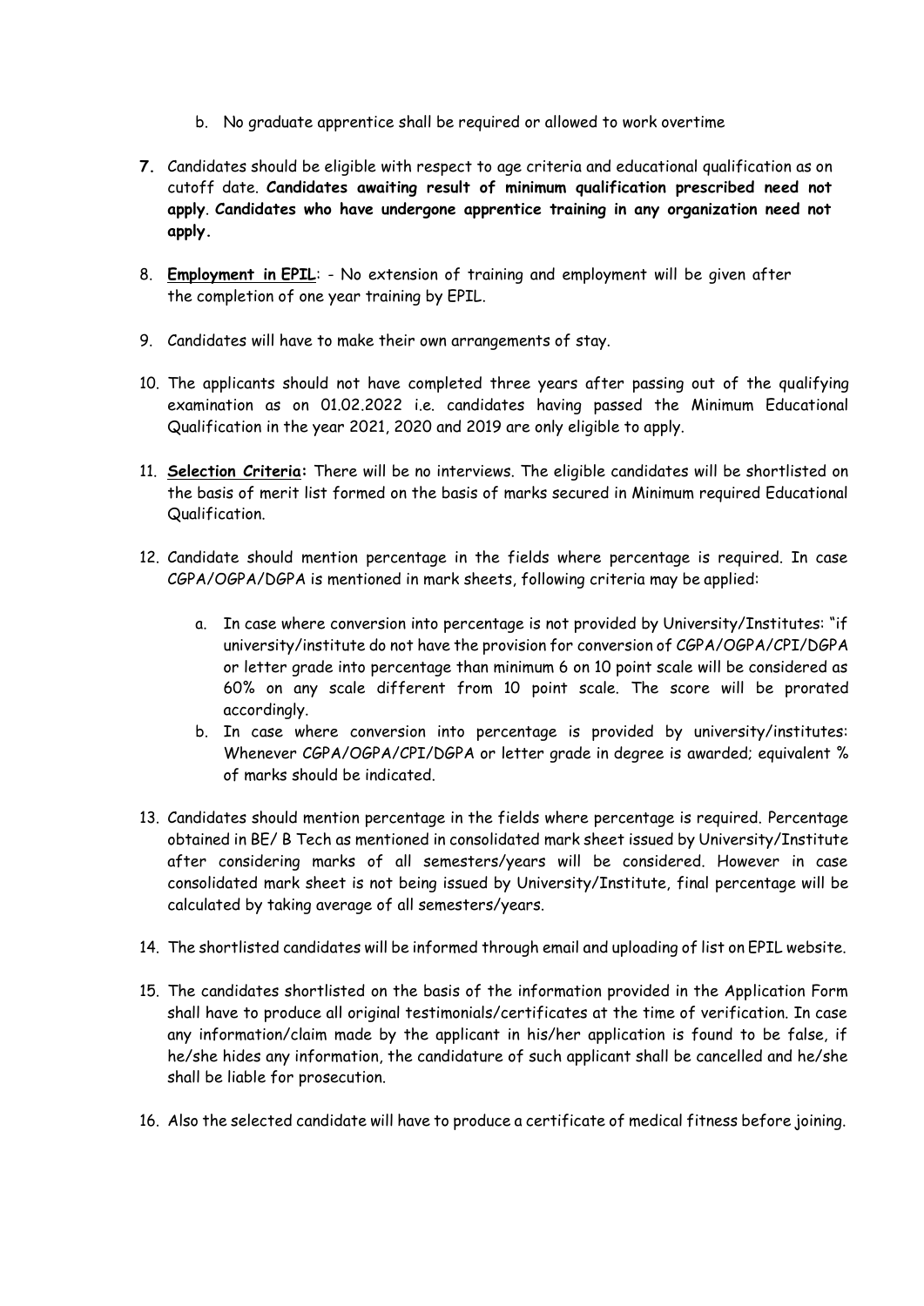b. No graduate apprentice shall be required or allowed to work overtime

**7.** Candidates should be eligible with respect to age criteria and educational qualification as on cutoff date. **Candidates awaiting result of minimum qualification prescribed need not apply**. **Candidates who have undergone apprentice training in any organization need not apply.**

8. **Employment in EPIL**: - No extension of training and employment will be given after the completion of one year training by EPIL.

9. Candidates will have to make their own arrangements of stay.

10. The applicants should not have completed three years after passing out of the qualifying examination as on 01.02.2022 i.e. candidates having passed the Minimum Educational Qualification in the year 2021, 2020 and 2019 are only eligible to apply.

11. **Selection Criteria:** There will be no interviews. The eligible candidates will be shortlisted on the basis of merit list formed on the basis of marks secured in Minimum required Educational Qualification.

12. Candidate should mention percentage in the fields where percentage is required. In case CGPA/OGPA/DGPA is mentioned in mark sheets, following criteria may be applied:

    a. In case where conversion into percentage is not provided by University/Institutes: "if university/institute do not have the provision for conversion of CGPA/OGPA/CPI/DGPA or letter grade into percentage than minimum 6 on 10 point scale will be considered as 60% on any scale different from 10 point scale. The score will be prorated accordingly.

    b. In case where conversion into percentage is provided by university/institutes: Whenever CGPA/OGPA/CPI/DGPA or letter grade in degree is awarded; equivalent % of marks should be indicated.

13. Candidates should mention percentage in the fields where percentage is required. Percentage obtained in BE/ B Tech as mentioned in consolidated mark sheet issued by University/Institute after considering marks of all semesters/years will be considered. However in case consolidated mark sheet is not being issued by University/Institute, final percentage will be calculated by taking average of all semesters/years.

14. The shortlisted candidates will be informed through email and uploading of list on EPIL website.

15. The candidates shortlisted on the basis of the information provided in the Application Form shall have to produce all original testimonials/certificates at the time of verification. In case any information/claim made by the applicant in his/her application is found to be false, if he/she hides any information, the candidature of such applicant shall be cancelled and he/she shall be liable for prosecution.

16. Also the selected candidate will have to produce a certificate of medical fitness before joining.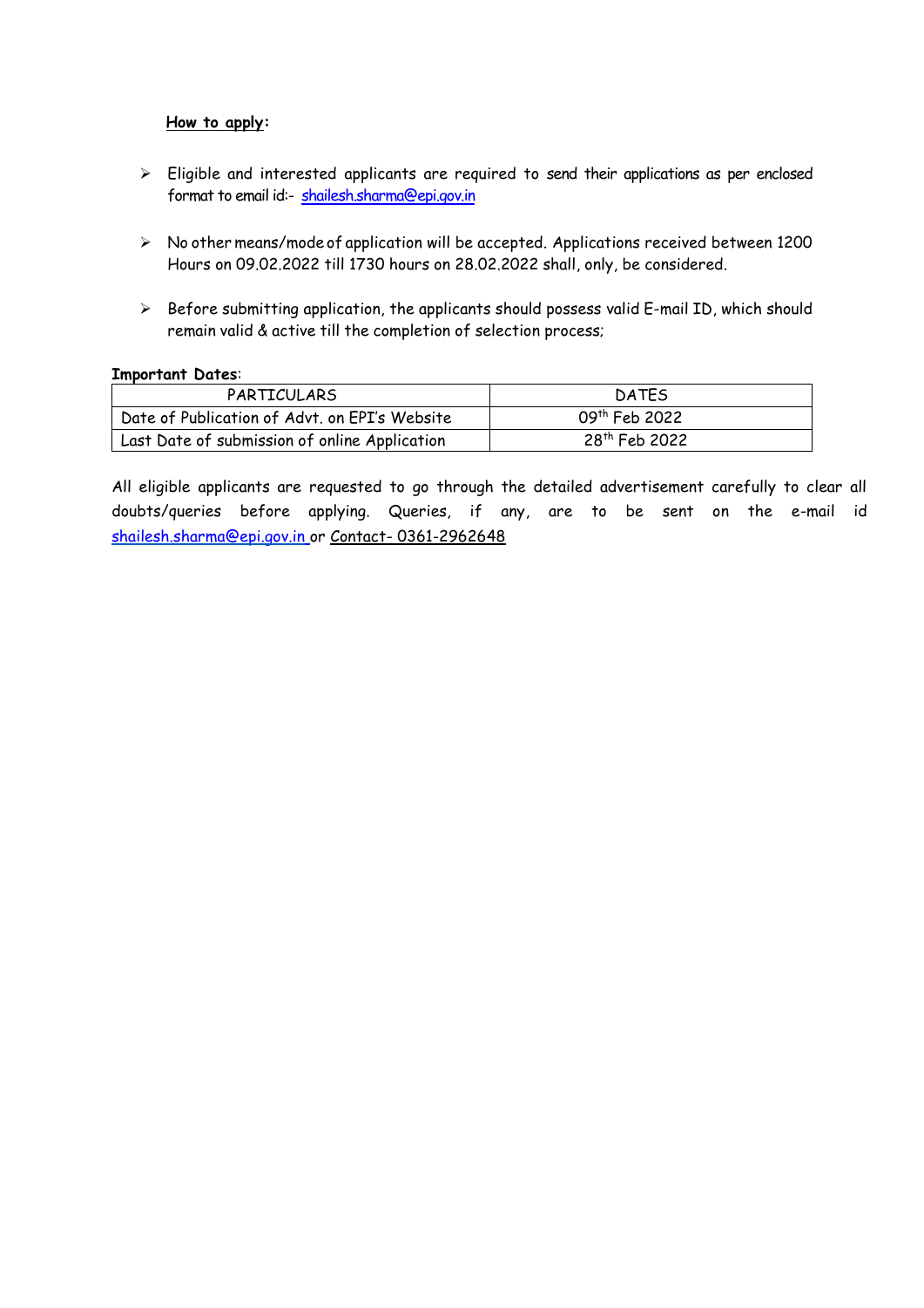**How to apply:**

- Eligible and interested applicants are required to send their applications as per enclosed format to email id:- shailesh.sharma@epi.gov.in
- No other means/mode of application will be accepted. Applications received between 1200 Hours on 09.02.2022 till 1730 hours on 28.02.2022 shall, only, be considered.
- Before submitting application, the applicants should possess valid E-mail ID, which should remain valid & active till the completion of selection process;

**Important Dates:**

| PARTICULARS | DATES |
|---|---|
| Date of Publication of Advt. on EPI's Website | 09th Feb 2022 |
| Last Date of submission of online Application | 28th Feb 2022 |

All eligible applicants are requested to go through the detailed advertisement carefully to clear all doubts/queries before applying. Queries, if any, are to be sent on the e-mail id shailesh.sharma@epi.gov.in or Contact- 0361-2962648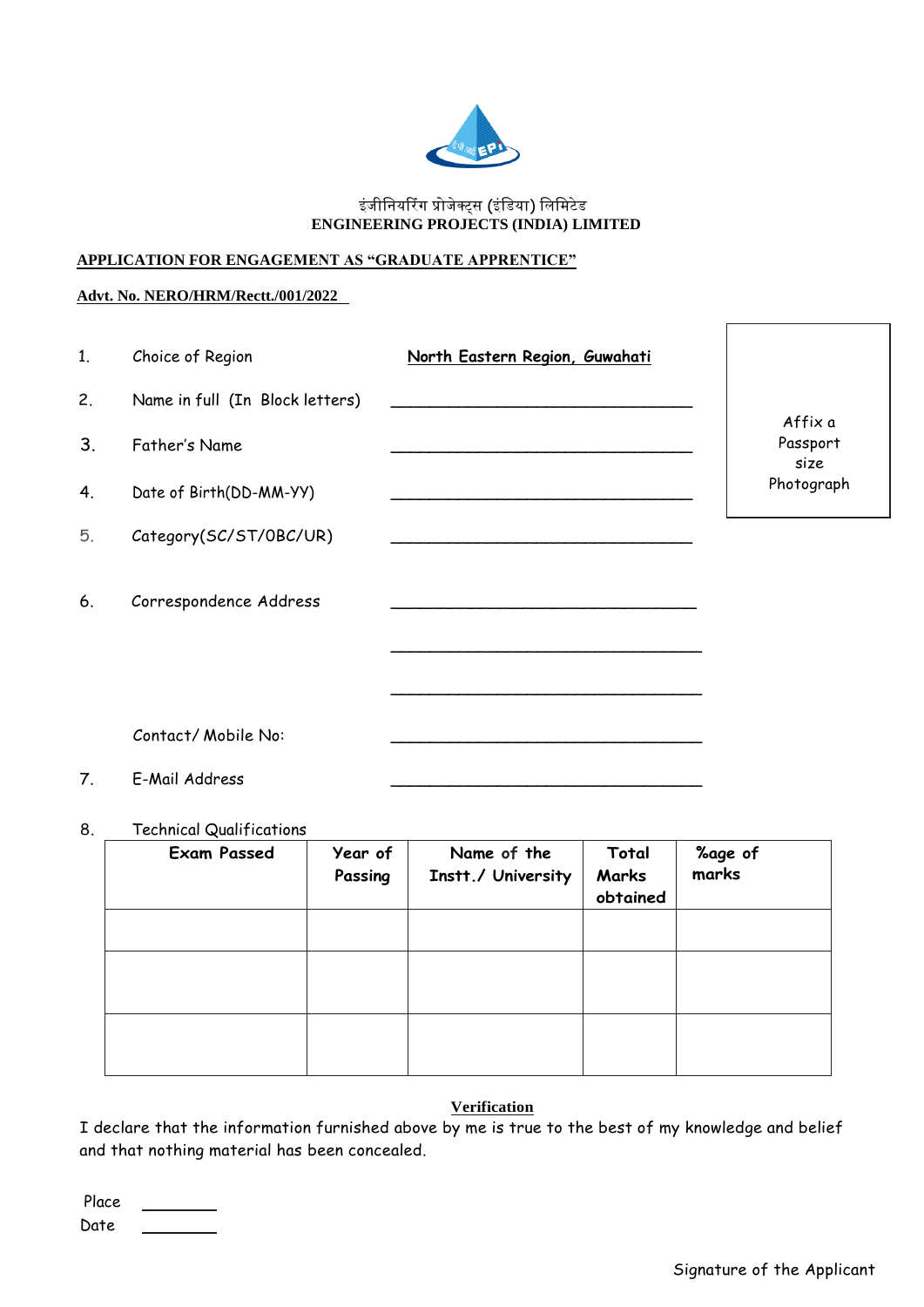इंजीनियरिंग प्रोजेक्ट्स (इंडिया) लिमिटेड

**ENGINEERING PROJECTS (INDIA) LIMITED**

**APPLICATION FOR ENGAGEMENT AS "GRADUATE APPRENTICE"**

**Advt. No. NERO/HRM/Rectt./001/2022**

Affix a Passport size Photograph

1. Choice of Region — North Eastern Region, Guwahati
2. Name in full (In Block letters) ________________________________
3. Father's Name ________________________________
4. Date of Birth(DD-MM-YY) ________________________________
5. Category(SC/ST/OBC/UR) ________________________________
6. Correspondence Address ________________________________

   ________________________________

   ________________________________

   Contact/ Mobile No: ________________________________
7. E-Mail Address ________________________________
8. Technical Qualifications

| Exam Passed | Year of Passing | Name of the Instt./ University | Total Marks obtained | %age of marks |
|---|---|---|---|---|
| | | | | |
| | | | | |
| | | | | |

**Verification**

I declare that the information furnished above by me is true to the best of my knowledge and belief and that nothing material has been concealed.

Place ________

Date ________

Signature of the Applicant